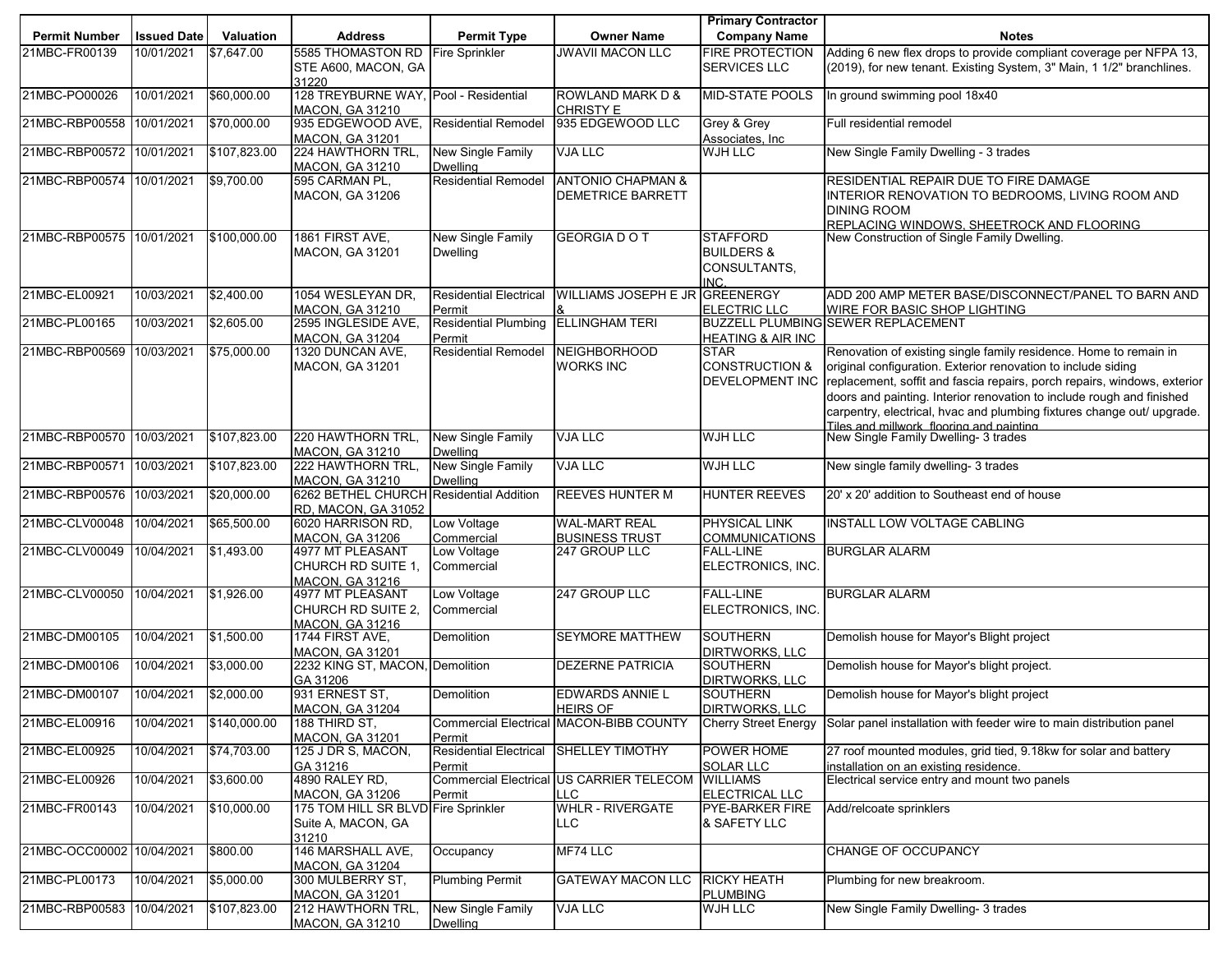| Permit Number | Issued Date | Valuation | Address | Permit Type | Owner Name | Primary Contractor Company Name | Notes |
|---|---|---|---|---|---|---|---|
| 21MBC-FR00139 | 10/01/2021 | $7,647.00 | 5585 THOMASTON RD STE A600, MACON, GA 31220 | Fire Sprinkler | JWAVII MACON LLC | FIRE PROTECTION SERVICES LLC | Adding 6 new flex drops to provide compliant coverage per NFPA 13, (2019), for new tenant. Existing System, 3" Main, 1 1/2" branchlines. |
| 21MBC-PO00026 | 10/01/2021 | $60,000.00 | 128 TREYBURNE WAY, MACON, GA 31210 | Pool - Residential | ROWLAND MARK D & CHRISTY E | MID-STATE POOLS | In ground swimming pool 18x40 |
| 21MBC-RBP00558 | 10/01/2021 | $70,000.00 | 935 EDGEWOOD AVE, MACON, GA 31201 | Residential Remodel | 935 EDGEWOOD LLC | Grey & Grey Associates, Inc | Full residential remodel |
| 21MBC-RBP00572 | 10/01/2021 | $107,823.00 | 224 HAWTHORN TRL, MACON, GA 31210 | New Single Family Dwelling | VJA LLC | WJH LLC | New Single Family Dwelling - 3 trades |
| 21MBC-RBP00574 | 10/01/2021 | $9,700.00 | 595 CARMAN PL, MACON, GA 31206 | Residential Remodel | ANTONIO CHAPMAN & DEMETRICE BARRETT | | RESIDENTIAL REPAIR DUE TO FIRE DAMAGE INTERIOR RENOVATION TO BEDROOMS, LIVING ROOM AND DINING ROOM REPLACING WINDOWS, SHEETROCK AND FLOORING |
| 21MBC-RBP00575 | 10/01/2021 | $100,000.00 | 1861 FIRST AVE, MACON, GA 31201 | New Single Family Dwelling | GEORGIA D O T | STAFFORD BUILDERS & CONSULTANTS, INC. | New Construction of Single Family Dwelling. |
| 21MBC-EL00921 | 10/03/2021 | $2,400.00 | 1054 WESLEYAN DR, MACON, GA 31210 | Residential Electrical Permit | WILLIAMS JOSEPH E JR & | GREENERGY ELECTRIC LLC | ADD 200 AMP METER BASE/DISCONNECT/PANEL TO BARN AND WIRE FOR BASIC SHOP LIGHTING |
| 21MBC-PL00165 | 10/03/2021 | $2,605.00 | 2595 INGLESIDE AVE, MACON, GA 31204 | Residential Plumbing Permit | ELLINGHAM TERI | BUZZELL PLUMBING HEATING & AIR INC | SEWER REPLACEMENT |
| 21MBC-RBP00569 | 10/03/2021 | $75,000.00 | 1320 DUNCAN AVE, MACON, GA 31201 | Residential Remodel | NEIGHBORHOOD WORKS INC | STAR CONSTRUCTION & DEVELOPMENT INC | Renovation of existing single family residence. Home to remain in original configuration. Exterior renovation to include siding replacement, soffit and fascia repairs, porch repairs, windows, exterior doors and painting. Interior renovation to include rough and finished carpentry, electrical, hvac and plumbing fixtures change out/ upgrade. Tiles and millwork, flooring and painting |
| 21MBC-RBP00570 | 10/03/2021 | $107,823.00 | 220 HAWTHORN TRL, MACON, GA 31210 | New Single Family Dwelling | VJA LLC | WJH LLC | New Single Family Dwelling- 3 trades |
| 21MBC-RBP00571 | 10/03/2021 | $107,823.00 | 222 HAWTHORN TRL, MACON, GA 31210 | New Single Family Dwelling | VJA LLC | WJH LLC | New single family dwelling- 3 trades |
| 21MBC-RBP00576 | 10/03/2021 | $20,000.00 | 6262 BETHEL CHURCH RD, MACON, GA 31052 | Residential Addition | REEVES HUNTER M | HUNTER REEVES | 20' x 20' addition to Southeast end of house |
| 21MBC-CLV00048 | 10/04/2021 | $65,500.00 | 6020 HARRISON RD, MACON, GA 31206 | Low Voltage Commercial | WAL-MART REAL BUSINESS TRUST | PHYSICAL LINK COMMUNICATIONS | INSTALL LOW VOLTAGE CABLING |
| 21MBC-CLV00049 | 10/04/2021 | $1,493.00 | 4977 MT PLEASANT CHURCH RD SUITE 1, MACON, GA 31216 | Low Voltage Commercial | 247 GROUP LLC | FALL-LINE ELECTRONICS, INC. | BURGLAR ALARM |
| 21MBC-CLV00050 | 10/04/2021 | $1,926.00 | 4977 MT PLEASANT CHURCH RD SUITE 2, MACON, GA 31216 | Low Voltage Commercial | 247 GROUP LLC | FALL-LINE ELECTRONICS, INC. | BURGLAR ALARM |
| 21MBC-DM00105 | 10/04/2021 | $1,500.00 | 1744 FIRST AVE, MACON, GA 31201 | Demolition | SEYMORE MATTHEW | SOUTHERN DIRTWORKS, LLC | Demolish house for Mayor's Blight project |
| 21MBC-DM00106 | 10/04/2021 | $3,000.00 | 2232 KING ST, MACON, GA 31206 | Demolition | DEZERNE PATRICIA | SOUTHERN DIRTWORKS, LLC | Demolish house for Mayor's blight project. |
| 21MBC-DM00107 | 10/04/2021 | $2,000.00 | 931 ERNEST ST, MACON, GA 31204 | Demolition | EDWARDS ANNIE L HEIRS OF | SOUTHERN DIRTWORKS, LLC | Demolish house for Mayor's blight project |
| 21MBC-EL00916 | 10/04/2021 | $140,000.00 | 188 THIRD ST, MACON, GA 31201 | Commercial Electrical Permit | MACON-BIBB COUNTY | Cherry Street Energy | Solar panel installation with feeder wire to main distribution panel |
| 21MBC-EL00925 | 10/04/2021 | $74,703.00 | 125 J DR S, MACON, GA 31216 | Residential Electrical Permit | SHELLEY TIMOTHY | POWER HOME SOLAR LLC | 27 roof mounted modules, grid tied, 9.18kw for solar and battery installation on an existing residence. |
| 21MBC-EL00926 | 10/04/2021 | $3,600.00 | 4890 RALEY RD, MACON, GA 31206 | Commercial Electrical Permit | US CARRIER TELECOM LLC | WILLIAMS ELECTRICAL LLC | Electrical service entry and mount two panels |
| 21MBC-FR00143 | 10/04/2021 | $10,000.00 | 175 TOM HILL SR BLVD Suite A, MACON, GA 31210 | Fire Sprinkler | WHLR - RIVERGATE LLC | PYE-BARKER FIRE & SAFETY LLC | Add/relcoate sprinklers |
| 21MBC-OCC00002 | 10/04/2021 | $800.00 | 146 MARSHALL AVE, MACON, GA 31204 | Occupancy | MF74 LLC | | CHANGE OF OCCUPANCY |
| 21MBC-PL00173 | 10/04/2021 | $5,000.00 | 300 MULBERRY ST, MACON, GA 31201 | Plumbing Permit | GATEWAY MACON LLC | RICKY HEATH PLUMBING | Plumbing for new breakroom. |
| 21MBC-RBP00583 | 10/04/2021 | $107,823.00 | 212 HAWTHORN TRL, MACON, GA 31210 | New Single Family Dwelling | VJA LLC | WJH LLC | New Single Family Dwelling- 3 trades |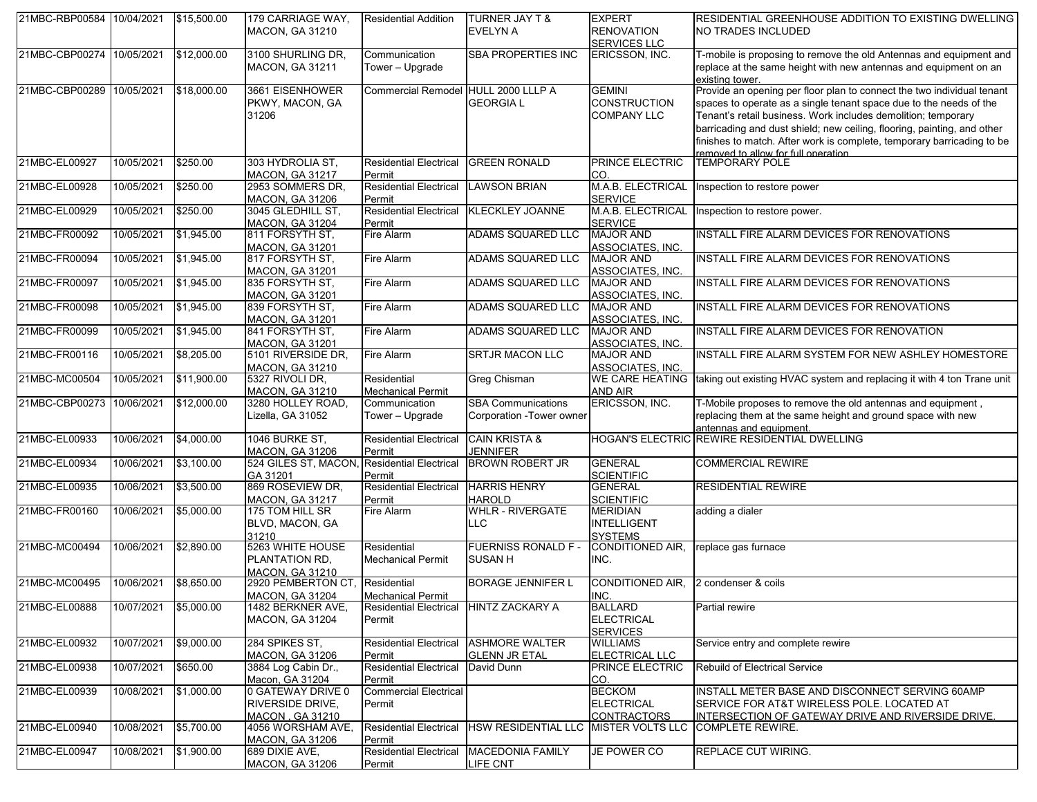| 21MBC-RBP00584 | 10/04/2021 | $15,500.00 | 179 CARRIAGE WAY, MACON, GA 31210 | Residential Addition | TURNER JAY T & EVELYN A | EXPERT RENOVATION SERVICES LLC | RESIDENTIAL GREENHOUSE ADDITION TO EXISTING DWELLING NO TRADES INCLUDED |
|---|---|---|---|---|---|---|---|
| 21MBC-CBP00274 | 10/05/2021 | $12,000.00 | 3100 SHURLING DR, MACON, GA 31211 | Communication Tower – Upgrade | SBA PROPERTIES INC | ERICSSON, INC. | T-mobile is proposing to remove the old Antennas and equipment and replace at the same height with new antennas and equipment on an existing tower. |
| 21MBC-CBP00289 | 10/05/2021 | $18,000.00 | 3661 EISENHOWER PKWY, MACON, GA 31206 | Commercial Remodel | HULL 2000 LLLP A GEORGIA L | GEMINI CONSTRUCTION COMPANY LLC | Provide an opening per floor plan to connect the two individual tenant spaces to operate as a single tenant space due to the needs of the Tenant's retail business. Work includes demolition; temporary barricading and dust shield; new ceiling, flooring, painting, and other finishes to match. After work is complete, temporary barricading to be removed to allow for full operation. |
| 21MBC-EL00927 | 10/05/2021 | $250.00 | 303 HYDROLIA ST, MACON, GA 31217 | Residential Electrical Permit | GREEN RONALD | PRINCE ELECTRIC CO. | TEMPORARY POLE |
| 21MBC-EL00928 | 10/05/2021 | $250.00 | 2953 SOMMERS DR, MACON, GA 31206 | Residential Electrical Permit | LAWSON BRIAN | M.A.B. ELECTRICAL SERVICE | Inspection to restore power |
| 21MBC-EL00929 | 10/05/2021 | $250.00 | 3045 GLEDHILL ST, MACON, GA 31204 | Residential Electrical Permit | KLECKLEY JOANNE | M.A.B. ELECTRICAL SERVICE | Inspection to restore power. |
| 21MBC-FR00092 | 10/05/2021 | $1,945.00 | 811 FORSYTH ST, MACON, GA 31201 | Fire Alarm | ADAMS SQUARED LLC | MAJOR AND ASSOCIATES, INC. | INSTALL FIRE ALARM DEVICES FOR RENOVATIONS |
| 21MBC-FR00094 | 10/05/2021 | $1,945.00 | 817 FORSYTH ST, MACON, GA 31201 | Fire Alarm | ADAMS SQUARED LLC | MAJOR AND ASSOCIATES, INC. | INSTALL FIRE ALARM DEVICES FOR RENOVATIONS |
| 21MBC-FR00097 | 10/05/2021 | $1,945.00 | 835 FORSYTH ST, MACON, GA 31201 | Fire Alarm | ADAMS SQUARED LLC | MAJOR AND ASSOCIATES, INC. | INSTALL FIRE ALARM DEVICES FOR RENOVATIONS |
| 21MBC-FR00098 | 10/05/2021 | $1,945.00 | 839 FORSYTH ST, MACON, GA 31201 | Fire Alarm | ADAMS SQUARED LLC | MAJOR AND ASSOCIATES, INC. | INSTALL FIRE ALARM DEVICES FOR RENOVATIONS |
| 21MBC-FR00099 | 10/05/2021 | $1,945.00 | 841 FORSYTH ST, MACON, GA 31201 | Fire Alarm | ADAMS SQUARED LLC | MAJOR AND ASSOCIATES, INC. | INSTALL FIRE ALARM DEVICES FOR RENOVATION |
| 21MBC-FR00116 | 10/05/2021 | $8,205.00 | 5101 RIVERSIDE DR, MACON, GA 31210 | Fire Alarm | SRTJR MACON LLC | MAJOR AND ASSOCIATES, INC. | INSTALL FIRE ALARM SYSTEM FOR NEW ASHLEY HOMESTORE |
| 21MBC-MC00504 | 10/05/2021 | $11,900.00 | 5327 RIVOLI DR, MACON, GA 31210 | Residential Mechanical Permit | Greg Chisman | WE CARE HEATING AND AIR | taking out existing HVAC system and replacing it with 4 ton Trane unit |
| 21MBC-CBP00273 | 10/06/2021 | $12,000.00 | 3280 HOLLEY ROAD, Lizella, GA 31052 | Communication Tower – Upgrade | SBA Communications Corporation -Tower owner | ERICSSON, INC. | T-Mobile proposes to remove the old antennas and equipment , replacing them at the same height and ground space with new antennas and equipment. |
| 21MBC-EL00933 | 10/06/2021 | $4,000.00 | 1046 BURKE ST, MACON, GA 31206 | Residential Electrical Permit | CAIN KRISTA & JENNIFER | HOGAN'S ELECTRIC | REWIRE RESIDENTIAL DWELLING |
| 21MBC-EL00934 | 10/06/2021 | $3,100.00 | 524 GILES ST, MACON, GA 31201 | Residential Electrical Permit | BROWN ROBERT JR | GENERAL SCIENTIFIC | COMMERCIAL REWIRE |
| 21MBC-EL00935 | 10/06/2021 | $3,500.00 | 869 ROSEVIEW DR, MACON, GA 31217 | Residential Electrical Permit | HARRIS HENRY HAROLD | GENERAL SCIENTIFIC | RESIDENTIAL REWIRE |
| 21MBC-FR00160 | 10/06/2021 | $5,000.00 | 175 TOM HILL SR BLVD, MACON, GA 31210 | Fire Alarm | WHLR - RIVERGATE LLC | MERIDIAN INTELLIGENT SYSTEMS | adding a dialer |
| 21MBC-MC00494 | 10/06/2021 | $2,890.00 | 5263 WHITE HOUSE PLANTATION RD, MACON, GA 31210 | Residential Mechanical Permit | FUERNISS RONALD F - SUSAN H | CONDITIONED AIR, INC. | replace gas furnace |
| 21MBC-MC00495 | 10/06/2021 | $8,650.00 | 2920 PEMBERTON CT, MACON, GA 31204 | Residential Mechanical Permit | BORAGE JENNIFER L | CONDITIONED AIR, INC. | 2 condenser & coils |
| 21MBC-EL00888 | 10/07/2021 | $5,000.00 | 1482 BERKNER AVE, MACON, GA 31204 | Residential Electrical Permit | HINTZ ZACKARY A | BALLARD ELECTRICAL SERVICES | Partial rewire |
| 21MBC-EL00932 | 10/07/2021 | $9,000.00 | 284 SPIKES ST, MACON, GA 31206 | Residential Electrical Permit | ASHMORE WALTER GLENN JR ETAL | WILLIAMS ELECTRICAL LLC | Service entry and complete rewire |
| 21MBC-EL00938 | 10/07/2021 | $650.00 | 3884 Log Cabin Dr., Macon, GA 31204 | Residential Electrical Permit | David Dunn | PRINCE ELECTRIC CO. | Rebuild of Electrical Service |
| 21MBC-EL00939 | 10/08/2021 | $1,000.00 | 0 GATEWAY DRIVE 0 RIVERSIDE DRIVE, MACON , GA 31210 | Commercial Electrical Permit | | BECKOM ELECTRICAL CONTRACTORS | INSTALL METER BASE AND DISCONNECT SERVING 60AMP SERVICE FOR AT&T WIRELESS POLE. LOCATED AT INTERSECTION OF GATEWAY DRIVE AND RIVERSIDE DRIVE. |
| 21MBC-EL00940 | 10/08/2021 | $5,700.00 | 4056 WORSHAM AVE, MACON, GA 31206 | Residential Electrical Permit | HSW RESIDENTIAL LLC | MISTER VOLTS LLC | COMPLETE REWIRE. |
| 21MBC-EL00947 | 10/08/2021 | $1,900.00 | 689 DIXIE AVE, MACON, GA 31206 | Residential Electrical Permit | MACEDONIA FAMILY LIFE CNT | JE POWER CO | REPLACE CUT WIRING. |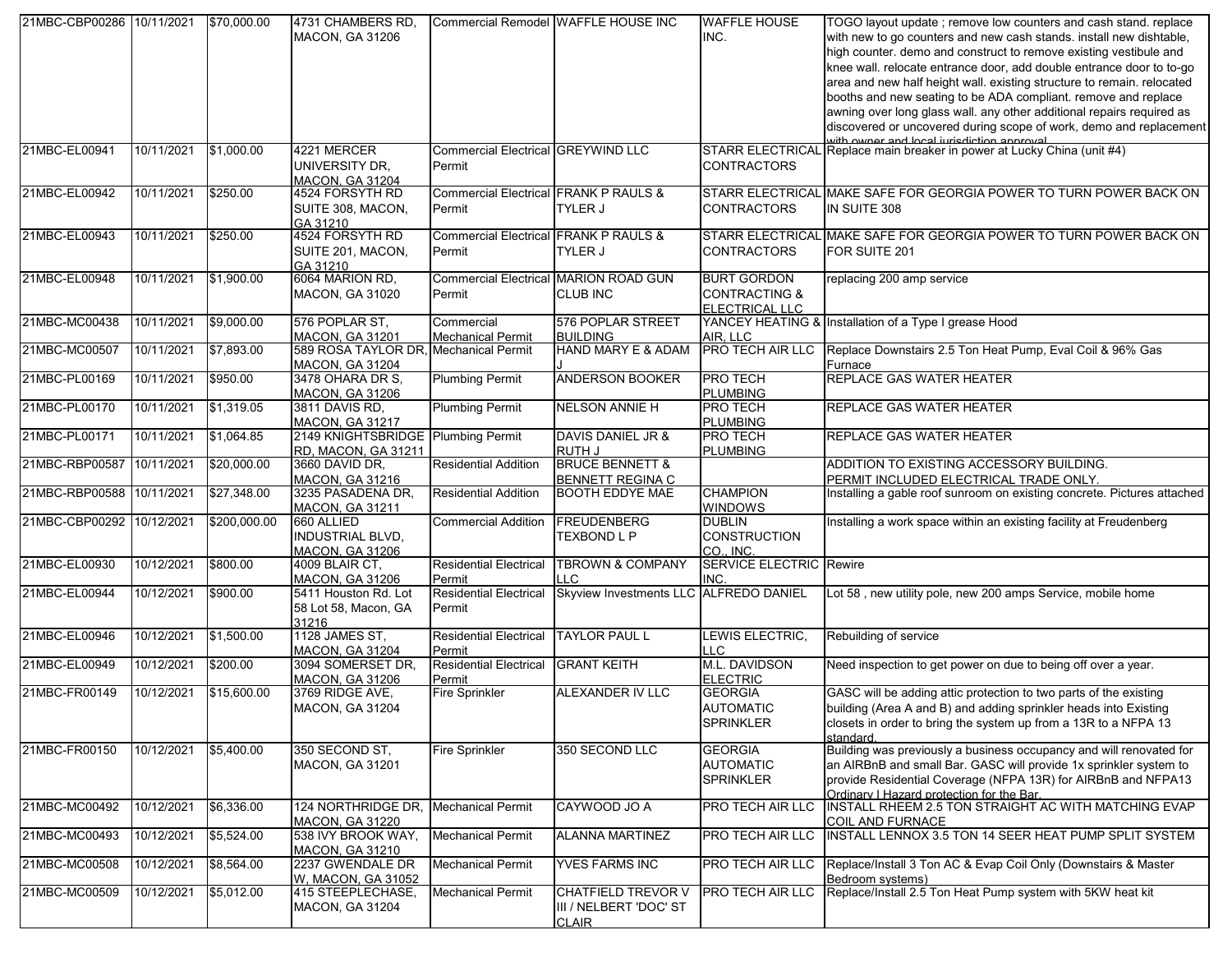| 21MBC-CBP00286 | 10/11/2021 | $70,000.00 | 4731 CHAMBERS RD, MACON, GA 31206 | Commercial Remodel | WAFFLE HOUSE INC | WAFFLE HOUSE INC. | TOGO layout update ; remove low counters and cash stand. replace with new to go counters and new cash stands. install new dishtable, high counter. demo and construct to remove existing vestibule and knee wall. relocate entrance door, add double entrance door to to-go area and new half height wall. existing structure to remain. relocated booths and new seating to be ADA compliant. remove and replace awning over long glass wall. any other additional repairs required as discovered or uncovered during scope of work, demo and replacement with owner and local jurisdiction approval |
|---|---|---|---|---|---|---|---|
| 21MBC-EL00941 | 10/11/2021 | $1,000.00 | 4221 MERCER UNIVERSITY DR, MACON, GA 31204 | Commercial Electrical Permit | GREYWIND LLC | STARR ELECTRICAL CONTRACTORS | Replace main breaker in power at Lucky China (unit #4) |
| 21MBC-EL00942 | 10/11/2021 | $250.00 | 4524 FORSYTH RD SUITE 308, MACON, GA 31210 | Commercial Electrical Permit | FRANK P RAULS & TYLER J | STARR ELECTRICAL CONTRACTORS | MAKE SAFE FOR GEORGIA POWER TO TURN POWER BACK ON IN SUITE 308 |
| 21MBC-EL00943 | 10/11/2021 | $250.00 | 4524 FORSYTH RD SUITE 201, MACON, GA 31210 | Commercial Electrical Permit | FRANK P RAULS & TYLER J | STARR ELECTRICAL CONTRACTORS | MAKE SAFE FOR GEORGIA POWER TO TURN POWER BACK ON FOR SUITE 201 |
| 21MBC-EL00948 | 10/11/2021 | $1,900.00 | 6064 MARION RD, MACON, GA 31020 | Commercial Electrical Permit | MARION ROAD GUN CLUB INC | BURT GORDON CONTRACTING & ELECTRICAL LLC | replacing 200 amp service |
| 21MBC-MC00438 | 10/11/2021 | $9,000.00 | 576 POPLAR ST, MACON, GA 31201 | Commercial Mechanical Permit | 576 POPLAR STREET BUILDING | YANCEY HEATING & AIR, LLC | Installation of a Type I grease Hood |
| 21MBC-MC00507 | 10/11/2021 | $7,893.00 | 589 ROSA TAYLOR DR, MACON, GA 31204 | Mechanical Permit | HAND MARY E & ADAM J | PRO TECH AIR LLC | Replace Downstairs 2.5 Ton Heat Pump, Eval Coil & 96% Gas Furnace |
| 21MBC-PL00169 | 10/11/2021 | $950.00 | 3478 OHARA DR S, MACON, GA 31206 | Plumbing Permit | ANDERSON BOOKER | PRO TECH PLUMBING | REPLACE GAS WATER HEATER |
| 21MBC-PL00170 | 10/11/2021 | $1,319.05 | 3811 DAVIS RD, MACON, GA 31217 | Plumbing Permit | NELSON ANNIE H | PRO TECH PLUMBING | REPLACE GAS WATER HEATER |
| 21MBC-PL00171 | 10/11/2021 | $1,064.85 | 2149 KNIGHTSBRIDGE RD, MACON, GA 31211 | Plumbing Permit | DAVIS DANIEL JR & RUTH J | PRO TECH PLUMBING | REPLACE GAS WATER HEATER |
| 21MBC-RBP00587 | 10/11/2021 | $20,000.00 | 3660 DAVID DR, MACON, GA 31216 | Residential Addition | BRUCE BENNETT & BENNETT REGINA C | | ADDITION TO EXISTING ACCESSORY BUILDING. PERMIT INCLUDED ELECTRICAL TRADE ONLY. |
| 21MBC-RBP00588 | 10/11/2021 | $27,348.00 | 3235 PASADENA DR, MACON, GA 31211 | Residential Addition | BOOTH EDDYE MAE | CHAMPION WINDOWS | Installing a gable roof sunroom on existing concrete. Pictures attached |
| 21MBC-CBP00292 | 10/12/2021 | $200,000.00 | 660 ALLIED INDUSTRIAL BLVD, MACON, GA 31206 | Commercial Addition | FREUDENBERG TEXBOND L P | DUBLIN CONSTRUCTION CO., INC. | Installing a work space within an existing facility at Freudenberg |
| 21MBC-EL00930 | 10/12/2021 | $800.00 | 4009 BLAIR CT, MACON, GA 31206 | Residential Electrical Permit | TBROWN & COMPANY LLC | SERVICE ELECTRIC INC. | Rewire |
| 21MBC-EL00944 | 10/12/2021 | $900.00 | 5411 Houston Rd. Lot 58 Lot 58, Macon, GA 31216 | Residential Electrical Permit | Skyview Investments LLC | ALFREDO DANIEL | Lot 58 , new utility pole, new 200 amps Service, mobile home |
| 21MBC-EL00946 | 10/12/2021 | $1,500.00 | 1128 JAMES ST, MACON, GA 31204 | Residential Electrical Permit | TAYLOR PAUL L | LEWIS ELECTRIC, LLC | Rebuilding of service |
| 21MBC-EL00949 | 10/12/2021 | $200.00 | 3094 SOMERSET DR, MACON, GA 31206 | Residential Electrical Permit | GRANT KEITH | M.L. DAVIDSON ELECTRIC | Need inspection to get power on due to being off over a year. |
| 21MBC-FR00149 | 10/12/2021 | $15,600.00 | 3769 RIDGE AVE, MACON, GA 31204 | Fire Sprinkler | ALEXANDER IV LLC | GEORGIA AUTOMATIC SPRINKLER | GASC will be adding attic protection to two parts of the existing building (Area A and B) and adding sprinkler heads into Existing closets in order to bring the system up from a 13R to a NFPA 13 standard. |
| 21MBC-FR00150 | 10/12/2021 | $5,400.00 | 350 SECOND ST, MACON, GA 31201 | Fire Sprinkler | 350 SECOND LLC | GEORGIA AUTOMATIC SPRINKLER | Building was previously a business occupancy and will renovated for an AIRBnB and small Bar. GASC will provide 1x sprinkler system to provide Residential Coverage (NFPA 13R) for AIRBnB and NFPA13 Ordinary I Hazard protection for the Bar. |
| 21MBC-MC00492 | 10/12/2021 | $6,336.00 | 124 NORTHRIDGE DR, MACON, GA 31220 | Mechanical Permit | CAYWOOD JO A | PRO TECH AIR LLC | INSTALL RHEEM 2.5 TON STRAIGHT AC WITH MATCHING EVAP COIL AND FURNACE |
| 21MBC-MC00493 | 10/12/2021 | $5,524.00 | 538 IVY BROOK WAY, MACON, GA 31210 | Mechanical Permit | ALANNA MARTINEZ | PRO TECH AIR LLC | INSTALL LENNOX 3.5 TON 14 SEER HEAT PUMP SPLIT SYSTEM |
| 21MBC-MC00508 | 10/12/2021 | $8,564.00 | 2237 GWENDALE DR W, MACON, GA 31052 | Mechanical Permit | YVES FARMS INC | PRO TECH AIR LLC | Replace/Install 3 Ton AC & Evap Coil Only (Downstairs & Master Bedroom systems) |
| 21MBC-MC00509 | 10/12/2021 | $5,012.00 | 415 STEEPLECHASE, MACON, GA 31204 | Mechanical Permit | CHATFIELD TREVOR V III / NELBERT 'DOC' ST CLAIR | PRO TECH AIR LLC | Replace/Install 2.5 Ton Heat Pump system with 5KW heat kit |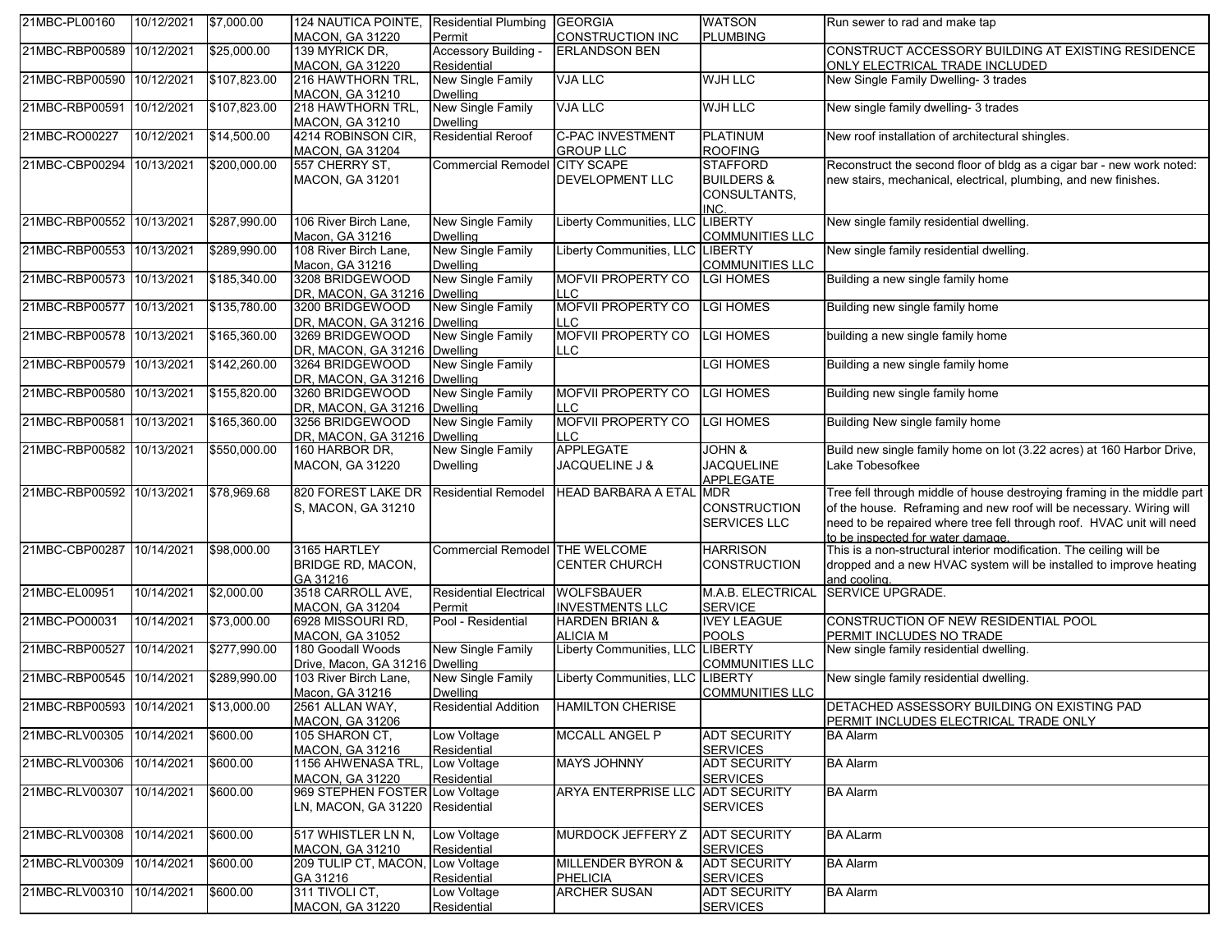| 21MBC-PL00160 | 10/12/2021 | $7,000.00 | 124 NAUTICA POINTE, MACON, GA 31220 | Residential Plumbing Permit | GEORGIA CONSTRUCTION INC | WATSON PLUMBING | Run sewer to rad and make tap |
|---|---|---|---|---|---|---|---|
| 21MBC-RBP00589 | 10/12/2021 | $25,000.00 | 139 MYRICK DR, MACON, GA 31220 | Accessory Building - Residential | ERLANDSON BEN | | CONSTRUCT ACCESSORY BUILDING AT EXISTING RESIDENCE ONLY ELECTRICAL TRADE INCLUDED |
| 21MBC-RBP00590 | 10/12/2021 | $107,823.00 | 216 HAWTHORN TRL, MACON, GA 31210 | New Single Family Dwelling | VJA LLC | WJH LLC | New Single Family Dwelling- 3 trades |
| 21MBC-RBP00591 | 10/12/2021 | $107,823.00 | 218 HAWTHORN TRL, MACON, GA 31210 | New Single Family Dwelling | VJA LLC | WJH LLC | New single family dwelling- 3 trades |
| 21MBC-RO00227 | 10/12/2021 | $14,500.00 | 4214 ROBINSON CIR, MACON, GA 31204 | Residential Reroof | C-PAC INVESTMENT GROUP LLC | PLATINUM ROOFING | New roof installation of architectural shingles. |
| 21MBC-CBP00294 | 10/13/2021 | $200,000.00 | 557 CHERRY ST, MACON, GA 31201 | Commercial Remodel | CITY SCAPE DEVELOPMENT LLC | STAFFORD BUILDERS & CONSULTANTS, INC. | Reconstruct the second floor of bldg as a cigar bar - new work noted: new stairs, mechanical, electrical, plumbing, and new finishes. |
| 21MBC-RBP00552 | 10/13/2021 | $287,990.00 | 106 River Birch Lane, Macon, GA 31216 | New Single Family Dwelling | Liberty Communities, LLC | LIBERTY COMMUNITIES LLC | New single family residential dwelling. |
| 21MBC-RBP00553 | 10/13/2021 | $289,990.00 | 108 River Birch Lane, Macon, GA 31216 | New Single Family Dwelling | Liberty Communities, LLC | LIBERTY COMMUNITIES LLC | New single family residential dwelling. |
| 21MBC-RBP00573 | 10/13/2021 | $185,340.00 | 3208 BRIDGEWOOD DR, MACON, GA 31216 | New Single Family Dwelling | MOFVII PROPERTY CO LLC | LGI HOMES | Building a new single family home |
| 21MBC-RBP00577 | 10/13/2021 | $135,780.00 | 3200 BRIDGEWOOD DR, MACON, GA 31216 | New Single Family Dwelling | MOFVII PROPERTY CO LLC | LGI HOMES | Building new single family home |
| 21MBC-RBP00578 | 10/13/2021 | $165,360.00 | 3269 BRIDGEWOOD DR, MACON, GA 31216 | New Single Family Dwelling | MOFVII PROPERTY CO LLC | LGI HOMES | building a new single family home |
| 21MBC-RBP00579 | 10/13/2021 | $142,260.00 | 3264 BRIDGEWOOD DR, MACON, GA 31216 | New Single Family Dwelling | | LGI HOMES | Building a new single family home |
| 21MBC-RBP00580 | 10/13/2021 | $155,820.00 | 3260 BRIDGEWOOD DR, MACON, GA 31216 | New Single Family Dwelling | MOFVII PROPERTY CO LLC | LGI HOMES | Building new single family home |
| 21MBC-RBP00581 | 10/13/2021 | $165,360.00 | 3256 BRIDGEWOOD DR, MACON, GA 31216 | New Single Family Dwelling | MOFVII PROPERTY CO LLC | LGI HOMES | Building New single family home |
| 21MBC-RBP00582 | 10/13/2021 | $550,000.00 | 160 HARBOR DR, MACON, GA 31220 | New Single Family Dwelling | APPLEGATE JACQUELINE J & | JOHN & JACQUELINE APPLEGATE | Build new single family home on lot (3.22 acres) at 160 Harbor Drive, Lake Tobesofkee |
| 21MBC-RBP00592 | 10/13/2021 | $78,969.68 | 820 FOREST LAKE DR S, MACON, GA 31210 | Residential Remodel | HEAD BARBARA A ETAL | MDR CONSTRUCTION SERVICES LLC | Tree fell through middle of house destroying framing in the middle part of the house. Reframing and new roof will be necessary. Wiring will need to be repaired where tree fell through roof. HVAC unit will need to be inspected for water damage. |
| 21MBC-CBP00287 | 10/14/2021 | $98,000.00 | 3165 HARTLEY BRIDGE RD, MACON, GA 31216 | Commercial Remodel | THE WELCOME CENTER CHURCH | HARRISON CONSTRUCTION | This is a non-structural interior modification. The ceiling will be dropped and a new HVAC system will be installed to improve heating and cooling. |
| 21MBC-EL00951 | 10/14/2021 | $2,000.00 | 3518 CARROLL AVE, MACON, GA 31204 | Residential Electrical Permit | WOLFSBAUER INVESTMENTS LLC | M.A.B. ELECTRICAL SERVICE | SERVICE UPGRADE. |
| 21MBC-PO00031 | 10/14/2021 | $73,000.00 | 6928 MISSOURI RD, MACON, GA 31052 | Pool - Residential | HARDEN BRIAN & ALICIA M | IVEY LEAGUE POOLS | CONSTRUCTION OF NEW RESIDENTIAL POOL PERMIT INCLUDES NO TRADE |
| 21MBC-RBP00527 | 10/14/2021 | $277,990.00 | 180 Goodall Woods Drive, Macon, GA 31216 | New Single Family Dwelling | Liberty Communities, LLC | LIBERTY COMMUNITIES LLC | New single family residential dwelling. |
| 21MBC-RBP00545 | 10/14/2021 | $289,990.00 | 103 River Birch Lane, Macon, GA 31216 | New Single Family Dwelling | Liberty Communities, LLC | LIBERTY COMMUNITIES LLC | New single family residential dwelling. |
| 21MBC-RBP00593 | 10/14/2021 | $13,000.00 | 2561 ALLAN WAY, MACON, GA 31206 | Residential Addition | HAMILTON CHERISE | | DETACHED ASSESSORY BUILDING ON EXISTING PAD PERMIT INCLUDES ELECTRICAL TRADE ONLY |
| 21MBC-RLV00305 | 10/14/2021 | $600.00 | 105 SHARON CT, MACON, GA 31216 | Low Voltage Residential | MCCALL ANGEL P | ADT SECURITY SERVICES | BA Alarm |
| 21MBC-RLV00306 | 10/14/2021 | $600.00 | 1156 AHWENASA TRL, MACON, GA 31220 | Low Voltage Residential | MAYS JOHNNY | ADT SECURITY SERVICES | BA Alarm |
| 21MBC-RLV00307 | 10/14/2021 | $600.00 | 969 STEPHEN FOSTER LN, MACON, GA 31220 | Low Voltage Residential | ARYA ENTERPRISE LLC | ADT SECURITY SERVICES | BA Alarm |
| 21MBC-RLV00308 | 10/14/2021 | $600.00 | 517 WHISTLER LN N, MACON, GA 31210 | Low Voltage Residential | MURDOCK JEFFERY Z | ADT SECURITY SERVICES | BA ALarm |
| 21MBC-RLV00309 | 10/14/2021 | $600.00 | 209 TULIP CT, MACON, GA 31216 | Low Voltage Residential | MILLENDER BYRON & PHELICIA | ADT SECURITY SERVICES | BA Alarm |
| 21MBC-RLV00310 | 10/14/2021 | $600.00 | 311 TIVOLI CT, MACON, GA 31220 | Low Voltage Residential | ARCHER SUSAN | ADT SECURITY SERVICES | BA Alarm |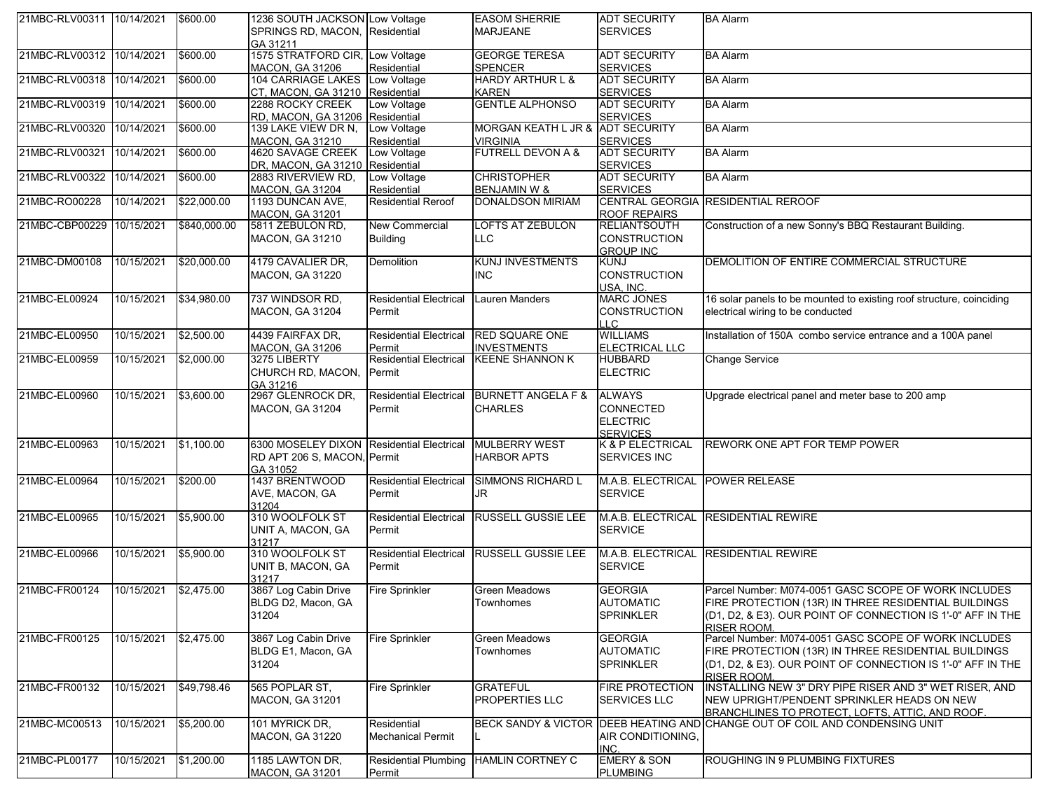| | | | | | | | |
|---|---|---|---|---|---|---|---|
| 21MBC-RLV00311 | 10/14/2021 | $600.00 | 1236 SOUTH JACKSON SPRINGS RD, MACON, GA 31211 | Low Voltage Residential | EASOM SHERRIE MARJEANE | ADT SECURITY SERVICES | BA Alarm |
| 21MBC-RLV00312 | 10/14/2021 | $600.00 | 1575 STRATFORD CIR, MACON, GA 31206 | Low Voltage Residential | GEORGE TERESA SPENCER | ADT SECURITY SERVICES | BA Alarm |
| 21MBC-RLV00318 | 10/14/2021 | $600.00 | 104 CARRIAGE LAKES CT, MACON, GA 31210 | Low Voltage Residential | HARDY ARTHUR L & KAREN | ADT SECURITY SERVICES | BA Alarm |
| 21MBC-RLV00319 | 10/14/2021 | $600.00 | 2288 ROCKY CREEK RD, MACON, GA 31206 | Low Voltage Residential | GENTLE ALPHONSO | ADT SECURITY SERVICES | BA Alarm |
| 21MBC-RLV00320 | 10/14/2021 | $600.00 | 139 LAKE VIEW DR N, MACON, GA 31210 | Low Voltage Residential | MORGAN KEATH L JR & VIRGINIA | ADT SECURITY SERVICES | BA Alarm |
| 21MBC-RLV00321 | 10/14/2021 | $600.00 | 4620 SAVAGE CREEK DR, MACON, GA 31210 | Low Voltage Residential | FUTRELL DEVON A & | ADT SECURITY SERVICES | BA Alarm |
| 21MBC-RLV00322 | 10/14/2021 | $600.00 | 2883 RIVERVIEW RD, MACON, GA 31204 | Low Voltage Residential | CHRISTOPHER BENJAMIN W & | ADT SECURITY SERVICES | BA Alarm |
| 21MBC-RO00228 | 10/14/2021 | $22,000.00 | 1193 DUNCAN AVE, MACON, GA 31201 | Residential Reroof | DONALDSON MIRIAM | CENTRAL GEORGIA ROOF REPAIRS | RESIDENTIAL REROOF |
| 21MBC-CBP00229 | 10/15/2021 | $840,000.00 | 5811 ZEBULON RD, MACON, GA 31210 | New Commercial Building | LOFTS AT ZEBULON LLC | RELIANTSOUTH CONSTRUCTION GROUP INC | Construction of a new Sonny's BBQ Restaurant Building. |
| 21MBC-DM00108 | 10/15/2021 | $20,000.00 | 4179 CAVALIER DR, MACON, GA 31220 | Demolition | KUNJ INVESTMENTS INC | KUNJ CONSTRUCTION USA, INC. | DEMOLITION OF ENTIRE COMMERCIAL STRUCTURE |
| 21MBC-EL00924 | 10/15/2021 | $34,980.00 | 737 WINDSOR RD, MACON, GA 31204 | Residential Electrical Permit | Lauren Manders | MARC JONES CONSTRUCTION LLC | 16 solar panels to be mounted to existing roof structure, coinciding electrical wiring to be conducted |
| 21MBC-EL00950 | 10/15/2021 | $2,500.00 | 4439 FAIRFAX DR, MACON, GA 31206 | Residential Electrical Permit | RED SQUARE ONE INVESTMENTS | WILLIAMS ELECTRICAL LLC | Installation of 150A combo service entrance and a 100A panel |
| 21MBC-EL00959 | 10/15/2021 | $2,000.00 | 3275 LIBERTY CHURCH RD, MACON, GA 31216 | Residential Electrical Permit | KEENE SHANNON K | HUBBARD ELECTRIC | Change Service |
| 21MBC-EL00960 | 10/15/2021 | $3,600.00 | 2967 GLENROCK DR, MACON, GA 31204 | Residential Electrical Permit | BURNETT ANGELA F & CHARLES | ALWAYS CONNECTED ELECTRIC SERVICES | Upgrade electrical panel and meter base to 200 amp |
| 21MBC-EL00963 | 10/15/2021 | $1,100.00 | 6300 MOSELEY DIXON RD APT 206 S, MACON, GA 31052 | Residential Electrical Permit | MULBERRY WEST HARBOR APTS | K & P ELECTRICAL SERVICES INC | REWORK ONE APT FOR TEMP POWER |
| 21MBC-EL00964 | 10/15/2021 | $200.00 | 1437 BRENTWOOD AVE, MACON, GA 31204 | Residential Electrical Permit | SIMMONS RICHARD L JR | M.A.B. ELECTRICAL SERVICE | POWER RELEASE |
| 21MBC-EL00965 | 10/15/2021 | $5,900.00 | 310 WOOLFOLK ST UNIT A, MACON, GA 31217 | Residential Electrical Permit | RUSSELL GUSSIE LEE | M.A.B. ELECTRICAL SERVICE | RESIDENTIAL REWIRE |
| 21MBC-EL00966 | 10/15/2021 | $5,900.00 | 310 WOOLFOLK ST UNIT B, MACON, GA 31217 | Residential Electrical Permit | RUSSELL GUSSIE LEE | M.A.B. ELECTRICAL SERVICE | RESIDENTIAL REWIRE |
| 21MBC-FR00124 | 10/15/2021 | $2,475.00 | 3867 Log Cabin Drive BLDG D2, Macon, GA 31204 | Fire Sprinkler | Green Meadows Townhomes | GEORGIA AUTOMATIC SPRINKLER | Parcel Number: M074-0051 GASC SCOPE OF WORK INCLUDES FIRE PROTECTION (13R) IN THREE RESIDENTIAL BUILDINGS (D1, D2, & E3). OUR POINT OF CONNECTION IS 1'-0" AFF IN THE RISER ROOM. |
| 21MBC-FR00125 | 10/15/2021 | $2,475.00 | 3867 Log Cabin Drive BLDG E1, Macon, GA 31204 | Fire Sprinkler | Green Meadows Townhomes | GEORGIA AUTOMATIC SPRINKLER | Parcel Number: M074-0051 GASC SCOPE OF WORK INCLUDES FIRE PROTECTION (13R) IN THREE RESIDENTIAL BUILDINGS (D1, D2, & E3). OUR POINT OF CONNECTION IS 1'-0" AFF IN THE RISER ROOM. |
| 21MBC-FR00132 | 10/15/2021 | $49,798.46 | 565 POPLAR ST, MACON, GA 31201 | Fire Sprinkler | GRATEFUL PROPERTIES LLC | FIRE PROTECTION SERVICES LLC | INSTALLING NEW 3" DRY PIPE RISER AND 3" WET RISER, AND NEW UPRIGHT/PENDENT SPRINKLER HEADS ON NEW BRANCHLINES TO PROTECT, LOFTS, ATTIC, AND ROOF. |
| 21MBC-MC00513 | 10/15/2021 | $5,200.00 | 101 MYRICK DR, MACON, GA 31220 | Residential Mechanical Permit | BECK SANDY & VICTOR L | DEEB HEATING AND AIR CONDITIONING, INC. | CHANGE OUT OF COIL AND CONDENSING UNIT |
| 21MBC-PL00177 | 10/15/2021 | $1,200.00 | 1185 LAWTON DR, MACON, GA 31201 | Residential Plumbing Permit | HAMLIN CORTNEY C | EMERY & SON PLUMBING | ROUGHING IN 9 PLUMBING FIXTURES |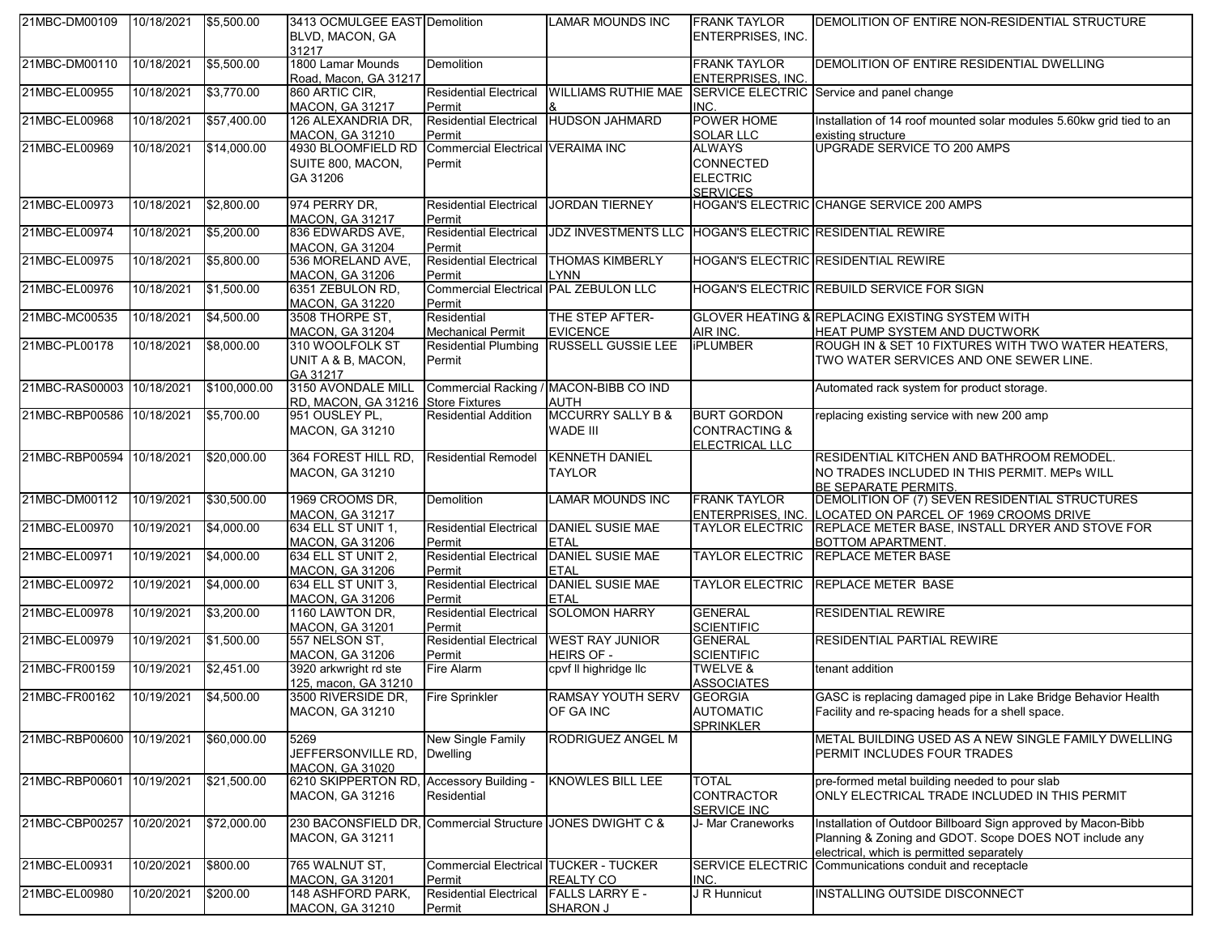| | | | | | | | |
|---|---|---|---|---|---|---|---|
| 21MBC-DM00109 | 10/18/2021 | $5,500.00 | 3413 OCMULGEE EAST BLVD, MACON, GA 31217 | Demolition | LAMAR MOUNDS INC | FRANK TAYLOR ENTERPRISES, INC. | DEMOLITION OF ENTIRE NON-RESIDENTIAL STRUCTURE |
| 21MBC-DM00110 | 10/18/2021 | $5,500.00 | 1800 Lamar Mounds Road, Macon, GA 31217 | Demolition | | FRANK TAYLOR ENTERPRISES, INC. | DEMOLITION OF ENTIRE RESIDENTIAL DWELLING |
| 21MBC-EL00955 | 10/18/2021 | $3,770.00 | 860 ARTIC CIR, MACON, GA 31217 | Residential Electrical Permit | WILLIAMS RUTHIE MAE & | SERVICE ELECTRIC INC. | Service and panel change |
| 21MBC-EL00968 | 10/18/2021 | $57,400.00 | 126 ALEXANDRIA DR, MACON, GA 31210 | Residential Electrical Permit | HUDSON JAHMARD | POWER HOME SOLAR LLC | Installation of 14 roof mounted solar modules 5.60kw grid tied to an existing structure |
| 21MBC-EL00969 | 10/18/2021 | $14,000.00 | 4930 BLOOMFIELD RD SUITE 800, MACON, GA 31206 | Commercial Electrical Permit | VERAIMA INC | ALWAYS CONNECTED ELECTRIC SERVICES | UPGRADE SERVICE TO 200 AMPS |
| 21MBC-EL00973 | 10/18/2021 | $2,800.00 | 974 PERRY DR, MACON, GA 31217 | Residential Electrical Permit | JORDAN TIERNEY | HOGAN'S ELECTRIC | CHANGE SERVICE 200 AMPS |
| 21MBC-EL00974 | 10/18/2021 | $5,200.00 | 836 EDWARDS AVE, MACON, GA 31204 | Residential Electrical Permit | JDZ INVESTMENTS LLC | HOGAN'S ELECTRIC | RESIDENTIAL REWIRE |
| 21MBC-EL00975 | 10/18/2021 | $5,800.00 | 536 MORELAND AVE, MACON, GA 31206 | Residential Electrical Permit | THOMAS KIMBERLY LYNN | HOGAN'S ELECTRIC | RESIDENTIAL REWIRE |
| 21MBC-EL00976 | 10/18/2021 | $1,500.00 | 6351 ZEBULON RD, MACON, GA 31220 | Commercial Electrical Permit | PAL ZEBULON LLC | HOGAN'S ELECTRIC | REBUILD SERVICE FOR SIGN |
| 21MBC-MC00535 | 10/18/2021 | $4,500.00 | 3508 THORPE ST, MACON, GA 31204 | Residential Mechanical Permit | THE STEP AFTER-EVICENCE | GLOVER HEATING & AIR INC. | REPLACING EXISTING SYSTEM WITH HEAT PUMP SYSTEM AND DUCTWORK |
| 21MBC-PL00178 | 10/18/2021 | $8,000.00 | 310 WOOLFOLK ST UNIT A & B, MACON, GA 31217 | Residential Plumbing Permit | RUSSELL GUSSIE LEE | iPLUMBER | ROUGH IN & SET 10 FIXTURES WITH TWO WATER HEATERS, TWO WATER SERVICES AND ONE SEWER LINE. |
| 21MBC-RAS00003 | 10/18/2021 | $100,000.00 | 3150 AVONDALE MILL RD, MACON, GA 31216 | Commercial Racking / Store Fixtures | MACON-BIBB CO IND AUTH | | Automated rack system for product storage. |
| 21MBC-RBP00586 | 10/18/2021 | $5,700.00 | 951 OUSLEY PL, MACON, GA 31210 | Residential Addition | MCCURRY SALLY B & WADE III | BURT GORDON CONTRACTING & ELECTRICAL LLC | replacing existing service with new 200 amp |
| 21MBC-RBP00594 | 10/18/2021 | $20,000.00 | 364 FOREST HILL RD, MACON, GA 31210 | Residential Remodel | KENNETH DANIEL TAYLOR | | RESIDENTIAL KITCHEN AND BATHROOM REMODEL. NO TRADES INCLUDED IN THIS PERMIT. MEPs WILL BE SEPARATE PERMITS. |
| 21MBC-DM00112 | 10/19/2021 | $30,500.00 | 1969 CROOMS DR, MACON, GA 31217 | Demolition | LAMAR MOUNDS INC | FRANK TAYLOR ENTERPRISES, INC. | DEMOLITION OF (7) SEVEN RESIDENTIAL STRUCTURES LOCATED ON PARCEL OF 1969 CROOMS DRIVE |
| 21MBC-EL00970 | 10/19/2021 | $4,000.00 | 634 ELL ST UNIT 1, MACON, GA 31206 | Residential Electrical Permit | DANIEL SUSIE MAE ETAL | TAYLOR ELECTRIC | REPLACE METER BASE, INSTALL DRYER AND STOVE FOR BOTTOM APARTMENT. |
| 21MBC-EL00971 | 10/19/2021 | $4,000.00 | 634 ELL ST UNIT 2, MACON, GA 31206 | Residential Electrical Permit | DANIEL SUSIE MAE ETAL | TAYLOR ELECTRIC | REPLACE METER BASE |
| 21MBC-EL00972 | 10/19/2021 | $4,000.00 | 634 ELL ST UNIT 3, MACON, GA 31206 | Residential Electrical Permit | DANIEL SUSIE MAE ETAL | TAYLOR ELECTRIC | REPLACE METER BASE |
| 21MBC-EL00978 | 10/19/2021 | $3,200.00 | 1160 LAWTON DR, MACON, GA 31201 | Residential Electrical Permit | SOLOMON HARRY | GENERAL SCIENTIFIC | RESIDENTIAL REWIRE |
| 21MBC-EL00979 | 10/19/2021 | $1,500.00 | 557 NELSON ST, MACON, GA 31206 | Residential Electrical Permit | WEST RAY JUNIOR HEIRS OF - | GENERAL SCIENTIFIC | RESIDENTIAL PARTIAL REWIRE |
| 21MBC-FR00159 | 10/19/2021 | $2,451.00 | 3920 arkwright rd ste 125, macon, GA 31210 | Fire Alarm | cpvf ll highridge llc | TWELVE & ASSOCIATES | tenant addition |
| 21MBC-FR00162 | 10/19/2021 | $4,500.00 | 3500 RIVERSIDE DR, MACON, GA 31210 | Fire Sprinkler | RAMSAY YOUTH SERV OF GA INC | GEORGIA AUTOMATIC SPRINKLER | GASC is replacing damaged pipe in Lake Bridge Behavior Health Facility and re-spacing heads for a shell space. |
| 21MBC-RBP00600 | 10/19/2021 | $60,000.00 | 5269 JEFFERSONVILLE RD, MACON, GA 31020 | New Single Family Dwelling | RODRIGUEZ ANGEL M | | METAL BUILDING USED AS A NEW SINGLE FAMILY DWELLING PERMIT INCLUDES FOUR TRADES |
| 21MBC-RBP00601 | 10/19/2021 | $21,500.00 | 6210 SKIPPERTON RD, MACON, GA 31216 | Accessory Building - Residential | KNOWLES BILL LEE | TOTAL CONTRACTOR SERVICE INC | pre-formed metal building needed to pour slab ONLY ELECTRICAL TRADE INCLUDED IN THIS PERMIT |
| 21MBC-CBP00257 | 10/20/2021 | $72,000.00 | 230 BACONSFIELD DR, MACON, GA 31211 | Commercial Structure | JONES DWIGHT C & | J- Mar Craneworks | Installation of Outdoor Billboard Sign approved by Macon-Bibb Planning & Zoning and GDOT. Scope DOES NOT include any electrical, which is permitted separately |
| 21MBC-EL00931 | 10/20/2021 | $800.00 | 765 WALNUT ST, MACON, GA 31201 | Commercial Electrical Permit | TUCKER - TUCKER REALTY CO | SERVICE ELECTRIC INC. | Communications conduit and receptacle |
| 21MBC-EL00980 | 10/20/2021 | $200.00 | 148 ASHFORD PARK, MACON, GA 31210 | Residential Electrical Permit | FALLS LARRY E - SHARON J | J R Hunnicut | INSTALLING OUTSIDE DISCONNECT |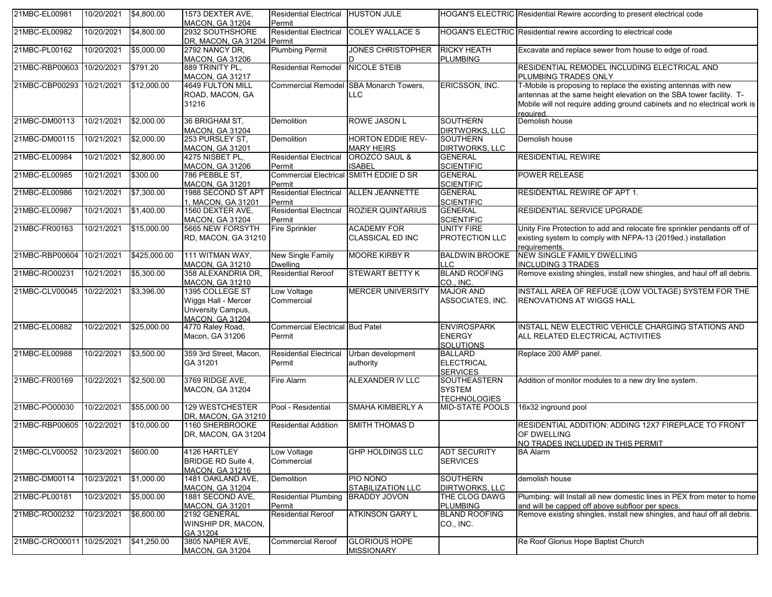| | | | | | | | | |
|---|---|---|---|---|---|---|---|---|
| 21MBC-EL00981 | 10/20/2021 | $4,800.00 | 1573 DEXTER AVE, MACON, GA 31204 | Residential Electrical Permit | HUSTON JULE | HOGAN'S ELECTRIC | Residential Rewire according to present electrical code |
| 21MBC-EL00982 | 10/20/2021 | $4,800.00 | 2932 SOUTHSHORE DR, MACON, GA 31204 | Residential Electrical Permit | COLEY WALLACE S | HOGAN'S ELECTRIC | Residential rewire according to electrical code |
| 21MBC-PL00162 | 10/20/2021 | $5,000.00 | 2792 NANCY DR, MACON, GA 31206 | Plumbing Permit | JONES CHRISTOPHER D | RICKY HEATH PLUMBING | Excavate and replace sewer from house to edge of road. |
| 21MBC-RBP00603 | 10/20/2021 | $791.20 | 889 TRINITY PL, MACON, GA 31217 | Residential Remodel | NICOLE STEIB | | RESIDENTIAL REMODEL INCLUDING ELECTRICAL AND PLUMBING TRADES ONLY |
| 21MBC-CBP00293 | 10/21/2021 | $12,000.00 | 4649 FULTON MILL ROAD, MACON, GA 31216 | Commercial Remodel | SBA Monarch Towers, LLC | ERICSSON, INC. | T-Mobile is proposing to replace the existing antennas with new antennas at the same height elevation on the SBA tower facility. T-Mobile will not require adding ground cabinets and no electrical work is required. |
| 21MBC-DM00113 | 10/21/2021 | $2,000.00 | 36 BRIGHAM ST, MACON, GA 31204 | Demolition | ROWE JASON L | SOUTHERN DIRTWORKS, LLC | Demolish house |
| 21MBC-DM00115 | 10/21/2021 | $2,000.00 | 253 PURSLEY ST, MACON, GA 31201 | Demolition | HORTON EDDIE REV-MARY HEIRS | SOUTHERN DIRTWORKS, LLC | Demolish house |
| 21MBC-EL00984 | 10/21/2021 | $2,800.00 | 4275 NISBET PL, MACON, GA 31206 | Residential Electrical Permit | OROZCO SAUL & ISABEL | GENERAL SCIENTIFIC | RESIDENTIAL REWIRE |
| 21MBC-EL00985 | 10/21/2021 | $300.00 | 786 PEBBLE ST, MACON, GA 31201 | Commercial Electrical Permit | SMITH EDDIE D SR | GENERAL SCIENTIFIC | POWER RELEASE |
| 21MBC-EL00986 | 10/21/2021 | $7,300.00 | 1988 SECOND ST APT 1, MACON, GA 31201 | Residential Electrical Permit | ALLEN JEANNETTE | GENERAL SCIENTIFIC | RESIDENTIAL REWIRE OF APT 1. |
| 21MBC-EL00987 | 10/21/2021 | $1,400.00 | 1560 DEXTER AVE, MACON, GA 31204 | Residential Electrical Permit | ROZIER QUINTARIUS | GENERAL SCIENTIFIC | RESIDENTIAL SERVICE UPGRADE |
| 21MBC-FR00163 | 10/21/2021 | $15,000.00 | 5665 NEW FORSYTH RD, MACON, GA 31210 | Fire Sprinkler | ACADEMY FOR CLASSICAL ED INC | UNITY FIRE PROTECTION LLC | Unity Fire Protection to add and relocate fire sprinkler pendants off of existing system to comply with NFPA-13 (2019ed.) installation requirements. |
| 21MBC-RBP00604 | 10/21/2021 | $425,000.00 | 111 WITMAN WAY, MACON, GA 31210 | New Single Family Dwelling | MOORE KIRBY R | BALDWIN BROOKE LLC | NEW SINGLE FAMILY DWELLING INCLUDING 3 TRADES |
| 21MBC-RO00231 | 10/21/2021 | $5,300.00 | 358 ALEXANDRIA DR, MACON, GA 31210 | Residential Reroof | STEWART BETTY K | BLAND ROOFING CO., INC. | Remove existing shingles, install new shingles, and haul off all debris. |
| 21MBC-CLV00045 | 10/22/2021 | $3,396.00 | 1395 COLLEGE ST Wiggs Hall - Mercer University Campus, MACON, GA 31204 | Low Voltage Commercial | MERCER UNIVERSITY | MAJOR AND ASSOCIATES, INC. | INSTALL AREA OF REFUGE (LOW VOLTAGE) SYSTEM FOR THE RENOVATIONS AT WIGGS HALL |
| 21MBC-EL00882 | 10/22/2021 | $25,000.00 | 4770 Raley Road, Macon, GA 31206 | Commercial Electrical Permit | Bud Patel | ENVIROSPARK ENERGY SOLUTIONS | INSTALL NEW ELECTRIC VEHICLE CHARGING STATIONS AND ALL RELATED ELECTRICAL ACTIVITIES |
| 21MBC-EL00988 | 10/22/2021 | $3,500.00 | 359 3rd Street, Macon, GA 31201 | Residential Electrical Permit | Urban development authority | BALLARD ELECTRICAL SERVICES | Replace 200 AMP panel. |
| 21MBC-FR00169 | 10/22/2021 | $2,500.00 | 3769 RIDGE AVE, MACON, GA 31204 | Fire Alarm | ALEXANDER IV LLC | SOUTHEASTERN SYSTEM TECHNOLOGIES | Addition of monitor modules to a new dry line system. |
| 21MBC-PO00030 | 10/22/2021 | $55,000.00 | 129 WESTCHESTER DR, MACON, GA 31210 | Pool - Residential | SMAHA KIMBERLY A | MID-STATE POOLS | 16x32 inground pool |
| 21MBC-RBP00605 | 10/22/2021 | $10,000.00 | 1160 SHERBROOKE DR, MACON, GA 31204 | Residential Addition | SMITH THOMAS D | | RESIDENTIAL ADDITION: ADDING 12X7 FIREPLACE TO FRONT OF DWELLING NO TRADES INCLUDED IN THIS PERMIT |
| 21MBC-CLV00052 | 10/23/2021 | $600.00 | 4126 HARTLEY BRIDGE RD Suite 4, MACON, GA 31216 | Low Voltage Commercial | GHP HOLDINGS LLC | ADT SECURITY SERVICES | BA Alarm |
| 21MBC-DM00114 | 10/23/2021 | $1,000.00 | 1481 OAKLAND AVE, MACON, GA 31204 | Demolition | PIO NONO STABILIZATION LLC | SOUTHERN DIRTWORKS, LLC | demolish house |
| 21MBC-PL00181 | 10/23/2021 | $5,000.00 | 1881 SECOND AVE, MACON, GA 31201 | Residential Plumbing Permit | BRADDY JOVON | THE CLOG DAWG PLUMBING | Plumbing: will Install all new domestic lines in PEX from meter to home and will be capped off above subfloor per specs. |
| 21MBC-RO00232 | 10/23/2021 | $6,600.00 | 2192 GENERAL WINSHIP DR, MACON, GA 31204 | Residential Reroof | ATKINSON GARY L | BLAND ROOFING CO., INC. | Remove existing shingles, install new shingles, and haul off all debris. |
| 21MBC-CRO00011 | 10/25/2021 | $41,250.00 | 3805 NAPIER AVE, MACON, GA 31204 | Commercial Reroof | GLORIOUS HOPE MISSIONARY | | Re Roof Glorius Hope Baptist Church |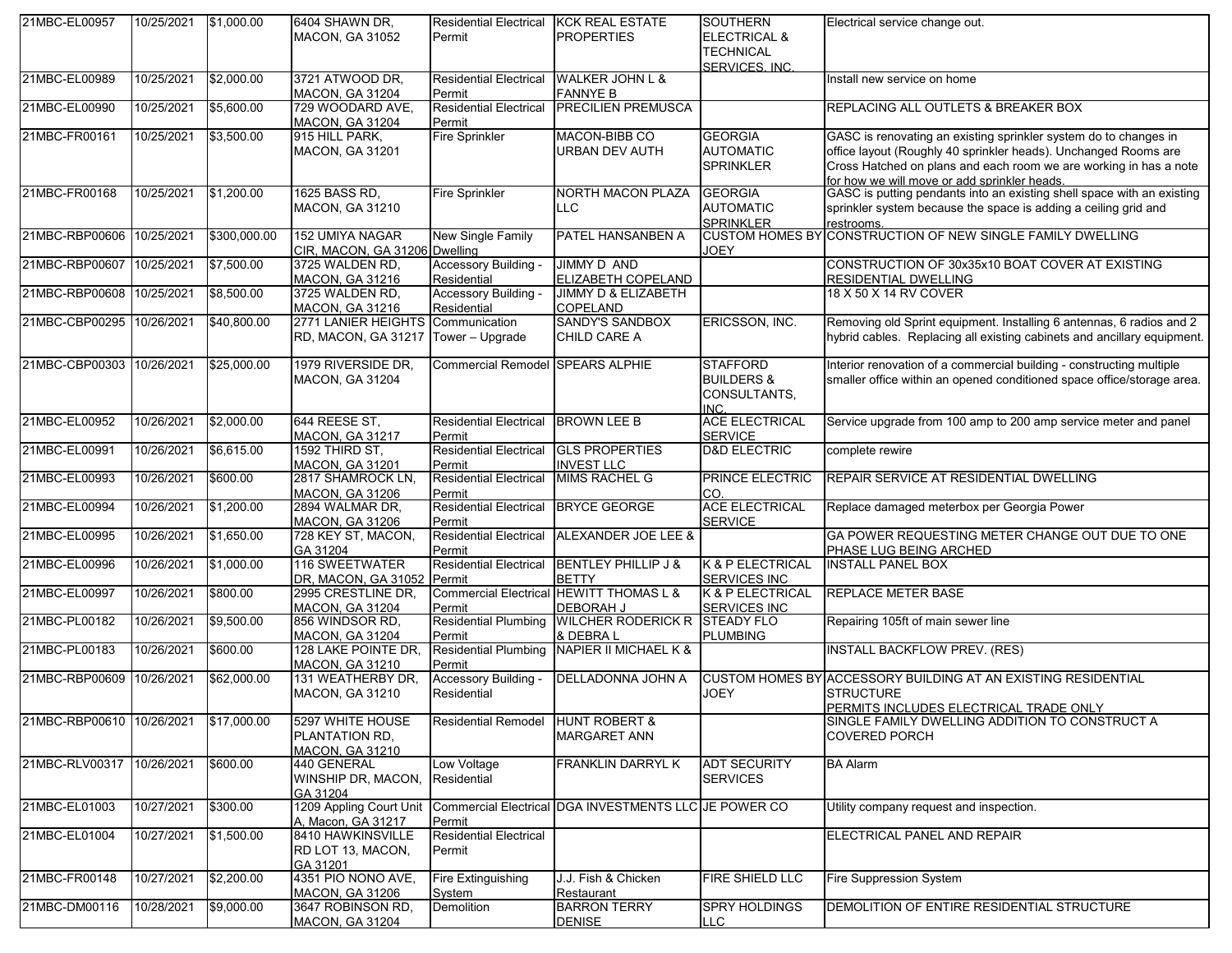| 21MBC-EL00957 | 10/25/2021 | $1,000.00 | 6404 SHAWN DR, MACON, GA 31052 | Residential Electrical Permit | KCK REAL ESTATE PROPERTIES | SOUTHERN ELECTRICAL & TECHNICAL SERVICES, INC. | Electrical service change out. |
|---|---|---|---|---|---|---|---|
| 21MBC-EL00989 | 10/25/2021 | $2,000.00 | 3721 ATWOOD DR, MACON, GA 31204 | Residential Electrical Permit | WALKER JOHN L & FANNYE B | | Install new service on home |
| 21MBC-EL00990 | 10/25/2021 | $5,600.00 | 729 WOODARD AVE, MACON, GA 31204 | Residential Electrical Permit | PRECILIEN PREMUSCA | | REPLACING ALL OUTLETS & BREAKER BOX |
| 21MBC-FR00161 | 10/25/2021 | $3,500.00 | 915 HILL PARK, MACON, GA 31201 | Fire Sprinkler | MACON-BIBB CO URBAN DEV AUTH | GEORGIA AUTOMATIC SPRINKLER | GASC is renovating an existing sprinkler system do to changes in office layout (Roughly 40 sprinkler heads). Unchanged Rooms are Cross Hatched on plans and each room we are working in has a note for how we will move or add sprinkler heads. |
| 21MBC-FR00168 | 10/25/2021 | $1,200.00 | 1625 BASS RD, MACON, GA 31210 | Fire Sprinkler | NORTH MACON PLAZA LLC | GEORGIA AUTOMATIC SPRINKLER | GASC is putting pendants into an existing shell space with an existing sprinkler system because the space is adding a ceiling grid and restrooms. |
| 21MBC-RBP00606 | 10/25/2021 | $300,000.00 | 152 UMIYA NAGAR CIR, MACON, GA 31206 | New Single Family Dwelling | PATEL HANSANBEN A | CUSTOM HOMES BY JOEY | CONSTRUCTION OF NEW SINGLE FAMILY DWELLING |
| 21MBC-RBP00607 | 10/25/2021 | $7,500.00 | 3725 WALDEN RD, MACON, GA 31216 | Accessory Building - Residential | JIMMY D AND ELIZABETH COPELAND | | CONSTRUCTION OF 30x35x10 BOAT COVER AT EXISTING RESIDENTIAL DWELLING |
| 21MBC-RBP00608 | 10/25/2021 | $8,500.00 | 3725 WALDEN RD, MACON, GA 31216 | Accessory Building - Residential | JIMMY D & ELIZABETH COPELAND | | 18 X 50 X 14 RV COVER |
| 21MBC-CBP00295 | 10/26/2021 | $40,800.00 | 2771 LANIER HEIGHTS RD, MACON, GA 31217 | Communication Tower – Upgrade | SANDY'S SANDBOX CHILD CARE A | ERICSSON, INC. | Removing old Sprint equipment. Installing 6 antennas, 6 radios and 2 hybrid cables. Replacing all existing cabinets and ancillary equipment. |
| 21MBC-CBP00303 | 10/26/2021 | $25,000.00 | 1979 RIVERSIDE DR, MACON, GA 31204 | Commercial Remodel | SPEARS ALPHIE | STAFFORD BUILDERS & CONSULTANTS, INC. | Interior renovation of a commercial building - constructing multiple smaller office within an opened conditioned space office/storage area. |
| 21MBC-EL00952 | 10/26/2021 | $2,000.00 | 644 REESE ST, MACON, GA 31217 | Residential Electrical Permit | BROWN LEE B | ACE ELECTRICAL SERVICE | Service upgrade from 100 amp to 200 amp service meter and panel |
| 21MBC-EL00991 | 10/26/2021 | $6,615.00 | 1592 THIRD ST, MACON, GA 31201 | Residential Electrical Permit | GLS PROPERTIES INVEST LLC | D&D ELECTRIC | complete rewire |
| 21MBC-EL00993 | 10/26/2021 | $600.00 | 2817 SHAMROCK LN, MACON, GA 31206 | Residential Electrical Permit | MIMS RACHEL G | PRINCE ELECTRIC CO. | REPAIR SERVICE AT RESIDENTIAL DWELLING |
| 21MBC-EL00994 | 10/26/2021 | $1,200.00 | 2894 WALMAR DR, MACON, GA 31206 | Residential Electrical Permit | BRYCE GEORGE | ACE ELECTRICAL SERVICE | Replace damaged meterbox per Georgia Power |
| 21MBC-EL00995 | 10/26/2021 | $1,650.00 | 728 KEY ST, MACON, GA 31204 | Residential Electrical Permit | ALEXANDER JOE LEE & | | GA POWER REQUESTING METER CHANGE OUT DUE TO ONE PHASE LUG BEING ARCHED |
| 21MBC-EL00996 | 10/26/2021 | $1,000.00 | 116 SWEETWATER DR, MACON, GA 31052 | Residential Electrical Permit | BENTLEY PHILLIP J & BETTY | K & P ELECTRICAL SERVICES INC | INSTALL PANEL BOX |
| 21MBC-EL00997 | 10/26/2021 | $800.00 | 2995 CRESTLINE DR, MACON, GA 31204 | Commercial Electrical Permit | HEWITT THOMAS L & DEBORAH J | K & P ELECTRICAL SERVICES INC | REPLACE METER BASE |
| 21MBC-PL00182 | 10/26/2021 | $9,500.00 | 856 WINDSOR RD, MACON, GA 31204 | Residential Plumbing Permit | WILCHER RODERICK R & DEBRA L | STEADY FLO PLUMBING | Repairing 105ft of main sewer line |
| 21MBC-PL00183 | 10/26/2021 | $600.00 | 128 LAKE POINTE DR, MACON, GA 31210 | Residential Plumbing Permit | NAPIER II MICHAEL K & | | INSTALL BACKFLOW PREV. (RES) |
| 21MBC-RBP00609 | 10/26/2021 | $62,000.00 | 131 WEATHERBY DR, MACON, GA 31210 | Accessory Building - Residential | DELLADONNA JOHN A | CUSTOM HOMES BY JOEY | ACCESSORY BUILDING AT AN EXISTING RESIDENTIAL STRUCTURE PERMITS INCLUDES ELECTRICAL TRADE ONLY |
| 21MBC-RBP00610 | 10/26/2021 | $17,000.00 | 5297 WHITE HOUSE PLANTATION RD, MACON, GA 31210 | Residential Remodel | HUNT ROBERT & MARGARET ANN | | SINGLE FAMILY DWELLING ADDITION TO CONSTRUCT A COVERED PORCH |
| 21MBC-RLV00317 | 10/26/2021 | $600.00 | 440 GENERAL WINSHIP DR, MACON, GA 31204 | Low Voltage Residential | FRANKLIN DARRYL K | ADT SECURITY SERVICES | BA Alarm |
| 21MBC-EL01003 | 10/27/2021 | $300.00 | 1209 Appling Court Unit A, Macon, GA 31217 | Commercial Electrical Permit | DGA INVESTMENTS LLC | JE POWER CO | Utility company request and inspection. |
| 21MBC-EL01004 | 10/27/2021 | $1,500.00 | 8410 HAWKINSVILLE RD LOT 13, MACON, GA 31201 | Residential Electrical Permit | | | ELECTRICAL PANEL AND REPAIR |
| 21MBC-FR00148 | 10/27/2021 | $2,200.00 | 4351 PIO NONO AVE, MACON, GA 31206 | Fire Extinguishing System | J.J. Fish & Chicken Restaurant | FIRE SHIELD LLC | Fire Suppression System |
| 21MBC-DM00116 | 10/28/2021 | $9,000.00 | 3647 ROBINSON RD, MACON, GA 31204 | Demolition | BARRON TERRY DENISE | SPRY HOLDINGS LLC | DEMOLITION OF ENTIRE RESIDENTIAL STRUCTURE |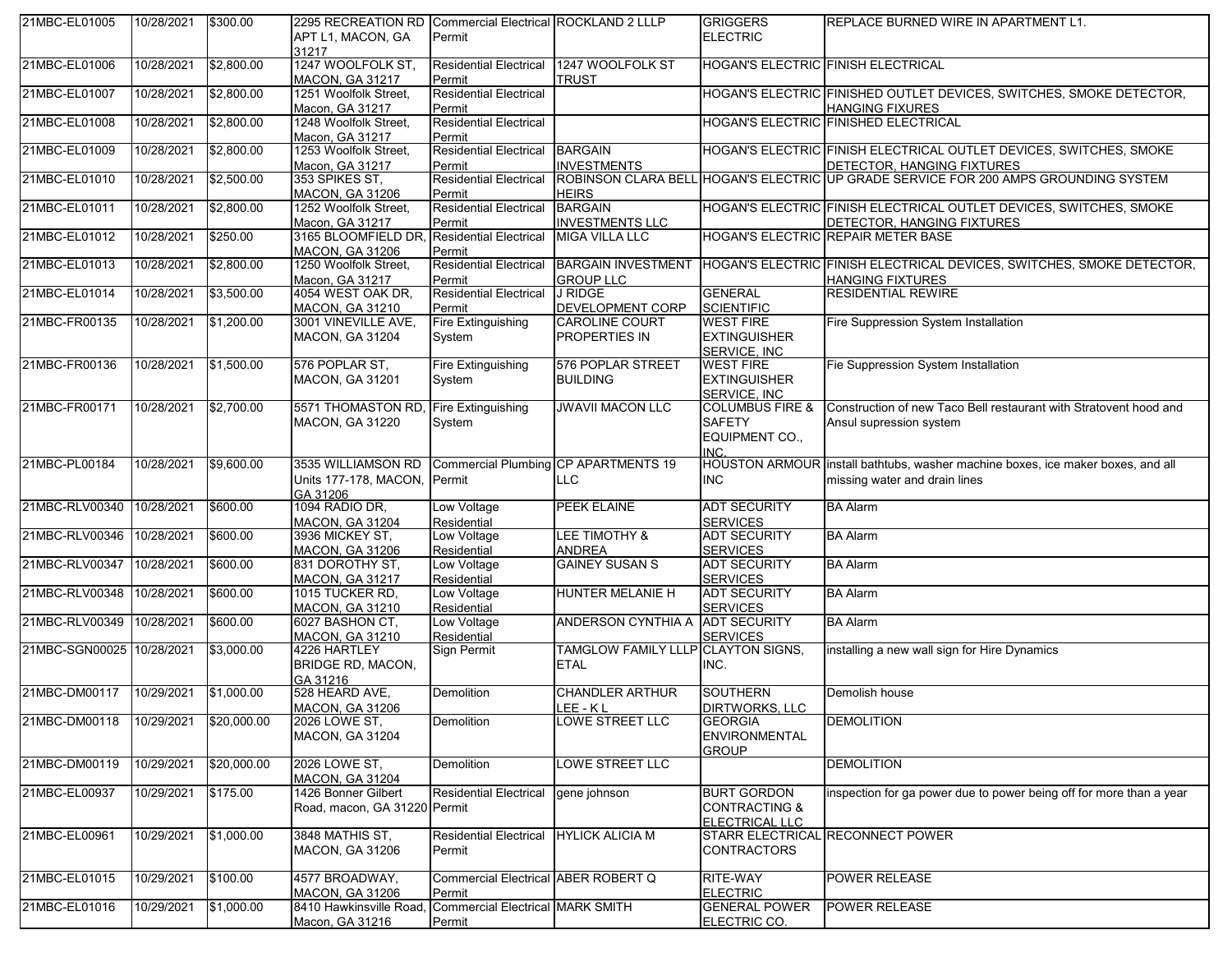| | | | | | | | |
|---|---|---|---|---|---|---|---|
| 21MBC-EL01005 | 10/28/2021 | $300.00 | 2295 RECREATION RD APT L1, MACON, GA 31217 | Commercial Electrical Permit | ROCKLAND 2 LLLP | GRIGGERS ELECTRIC | REPLACE BURNED WIRE IN APARTMENT L1. |
| 21MBC-EL01006 | 10/28/2021 | $2,800.00 | 1247 WOOLFOLK ST, MACON, GA 31217 | Residential Electrical Permit | 1247 WOOLFOLK ST TRUST | HOGAN'S ELECTRIC | FINISH ELECTRICAL |
| 21MBC-EL01007 | 10/28/2021 | $2,800.00 | 1251 Woolfolk Street, Macon, GA 31217 | Residential Electrical Permit | | HOGAN'S ELECTRIC | FINISHED OUTLET DEVICES, SWITCHES, SMOKE DETECTOR, HANGING FIXURES |
| 21MBC-EL01008 | 10/28/2021 | $2,800.00 | 1248 Woolfolk Street, Macon, GA 31217 | Residential Electrical Permit | | HOGAN'S ELECTRIC | FINISHED ELECTRICAL |
| 21MBC-EL01009 | 10/28/2021 | $2,800.00 | 1253 Woolfolk Street, Macon, GA 31217 | Residential Electrical Permit | BARGAIN INVESTMENTS | HOGAN'S ELECTRIC | FINISH ELECTRICAL OUTLET DEVICES, SWITCHES, SMOKE DETECTOR, HANGING FIXTURES |
| 21MBC-EL01010 | 10/28/2021 | $2,500.00 | 353 SPIKES ST, MACON, GA 31206 | Residential Electrical Permit | ROBINSON CLARA BELL HEIRS | HOGAN'S ELECTRIC | UP GRADE SERVICE FOR 200 AMPS GROUNDING SYSTEM |
| 21MBC-EL01011 | 10/28/2021 | $2,800.00 | 1252 Woolfolk Street, Macon, GA 31217 | Residential Electrical Permit | BARGAIN INVESTMENTS LLC | HOGAN'S ELECTRIC | FINISH ELECTRICAL OUTLET DEVICES, SWITCHES, SMOKE DETECTOR, HANGING FIXTURES |
| 21MBC-EL01012 | 10/28/2021 | $250.00 | 3165 BLOOMFIELD DR, MACON, GA 31206 | Residential Electrical Permit | MIGA VILLA LLC | HOGAN'S ELECTRIC | REPAIR METER BASE |
| 21MBC-EL01013 | 10/28/2021 | $2,800.00 | 1250 Woolfolk Street, Macon, GA 31217 | Residential Electrical Permit | BARGAIN INVESTMENT GROUP LLC | HOGAN'S ELECTRIC | FINISH ELECTRICAL DEVICES, SWITCHES, SMOKE DETECTOR, HANGING FIXTURES |
| 21MBC-EL01014 | 10/28/2021 | $3,500.00 | 4054 WEST OAK DR, MACON, GA 31210 | Residential Electrical Permit | J RIDGE DEVELOPMENT CORP | GENERAL SCIENTIFIC | RESIDENTIAL REWIRE |
| 21MBC-FR00135 | 10/28/2021 | $1,200.00 | 3001 VINEVILLE AVE, MACON, GA 31204 | Fire Extinguishing System | CAROLINE COURT PROPERTIES IN | WEST FIRE EXTINGUISHER SERVICE, INC | Fire Suppression System Installation |
| 21MBC-FR00136 | 10/28/2021 | $1,500.00 | 576 POPLAR ST, MACON, GA 31201 | Fire Extinguishing System | 576 POPLAR STREET BUILDING | WEST FIRE EXTINGUISHER SERVICE, INC | Fie Suppression System Installation |
| 21MBC-FR00171 | 10/28/2021 | $2,700.00 | 5571 THOMASTON RD, MACON, GA 31220 | Fire Extinguishing System | JWAVII MACON LLC | COLUMBUS FIRE & SAFETY EQUIPMENT CO., INC. | Construction of new Taco Bell restaurant with Stratovent hood and Ansul supression system |
| 21MBC-PL00184 | 10/28/2021 | $9,600.00 | 3535 WILLIAMSON RD Units 177-178, MACON, GA 31206 | Commercial Plumbing Permit | CP APARTMENTS 19 LLC | HOUSTON ARMOUR INC | install bathtubs, washer machine boxes, ice maker boxes, and all missing water and drain lines |
| 21MBC-RLV00340 | 10/28/2021 | $600.00 | 1094 RADIO DR, MACON, GA 31204 | Low Voltage Residential | PEEK ELAINE | ADT SECURITY SERVICES | BA Alarm |
| 21MBC-RLV00346 | 10/28/2021 | $600.00 | 3936 MICKEY ST, MACON, GA 31206 | Low Voltage Residential | LEE TIMOTHY & ANDREA | ADT SECURITY SERVICES | BA Alarm |
| 21MBC-RLV00347 | 10/28/2021 | $600.00 | 831 DOROTHY ST, MACON, GA 31217 | Low Voltage Residential | GAINEY SUSAN S | ADT SECURITY SERVICES | BA Alarm |
| 21MBC-RLV00348 | 10/28/2021 | $600.00 | 1015 TUCKER RD, MACON, GA 31210 | Low Voltage Residential | HUNTER MELANIE H | ADT SECURITY SERVICES | BA Alarm |
| 21MBC-RLV00349 | 10/28/2021 | $600.00 | 6027 BASHON CT, MACON, GA 31210 | Low Voltage Residential | ANDERSON CYNTHIA A | ADT SECURITY SERVICES | BA Alarm |
| 21MBC-SGN00025 | 10/28/2021 | $3,000.00 | 4226 HARTLEY BRIDGE RD, MACON, GA 31216 | Sign Permit | TAMGLOW FAMILY LLLP ETAL | CLAYTON SIGNS, INC. | installing a new wall sign for Hire Dynamics |
| 21MBC-DM00117 | 10/29/2021 | $1,000.00 | 528 HEARD AVE, MACON, GA 31206 | Demolition | CHANDLER ARTHUR LEE - K L | SOUTHERN DIRTWORKS, LLC | Demolish house |
| 21MBC-DM00118 | 10/29/2021 | $20,000.00 | 2026 LOWE ST, MACON, GA 31204 | Demolition | LOWE STREET LLC | GEORGIA ENVIRONMENTAL GROUP | DEMOLITION |
| 21MBC-DM00119 | 10/29/2021 | $20,000.00 | 2026 LOWE ST, MACON, GA 31204 | Demolition | LOWE STREET LLC | | DEMOLITION |
| 21MBC-EL00937 | 10/29/2021 | $175.00 | 1426 Bonner Gilbert Road, macon, GA 31220 | Residential Electrical Permit | gene johnson | BURT GORDON CONTRACTING & ELECTRICAL LLC | inspection for ga power due to power being off for more than a year |
| 21MBC-EL00961 | 10/29/2021 | $1,000.00 | 3848 MATHIS ST, MACON, GA 31206 | Residential Electrical Permit | HYLICK ALICIA M | STARR ELECTRICAL CONTRACTORS | RECONNECT POWER |
| 21MBC-EL01015 | 10/29/2021 | $100.00 | 4577 BROADWAY, MACON, GA 31206 | Commercial Electrical Permit | ABER ROBERT Q | RITE-WAY ELECTRIC | POWER RELEASE |
| 21MBC-EL01016 | 10/29/2021 | $1,000.00 | 8410 Hawkinsville Road, Macon, GA 31216 | Commercial Electrical Permit | MARK SMITH | GENERAL POWER ELECTRIC CO. | POWER RELEASE |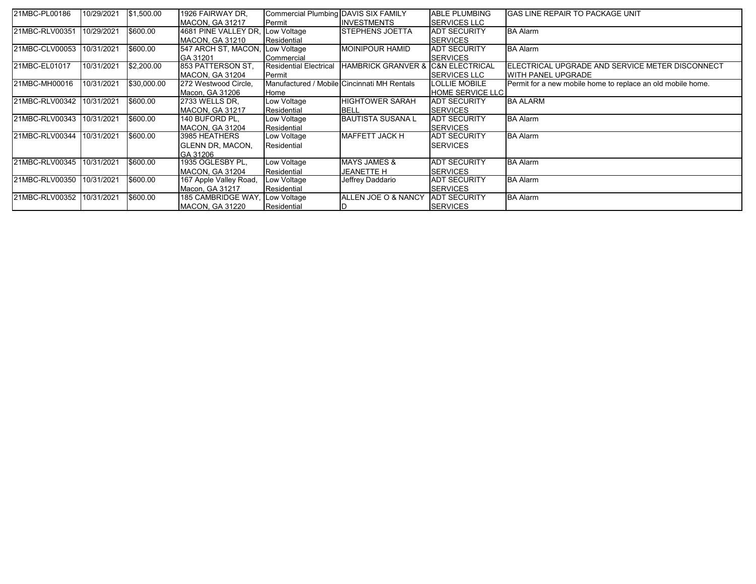| | | | | | | | |
|---|---|---|---|---|---|---|---|
| 21MBC-PL00186 | 10/29/2021 | $1,500.00 | 1926 FAIRWAY DR, MACON, GA 31217 | Commercial Plumbing Permit | DAVIS SIX FAMILY INVESTMENTS | ABLE PLUMBING SERVICES LLC | GAS LINE REPAIR TO PACKAGE UNIT |
| 21MBC-RLV00351 | 10/29/2021 | $600.00 | 4681 PINE VALLEY DR, MACON, GA 31210 | Low Voltage Residential | STEPHENS JOETTA | ADT SECURITY SERVICES | BA Alarm |
| 21MBC-CLV00053 | 10/31/2021 | $600.00 | 547 ARCH ST, MACON, GA 31201 | Low Voltage Commercial | MOINIPOUR HAMID | ADT SECURITY SERVICES | BA Alarm |
| 21MBC-EL01017 | 10/31/2021 | $2,200.00 | 853 PATTERSON ST, MACON, GA 31204 | Residential Electrical Permit | HAMBRICK GRANVER & | C&N ELECTRICAL SERVICES LLC | ELECTRICAL UPGRADE AND SERVICE METER DISCONNECT WITH PANEL UPGRADE |
| 21MBC-MH00016 | 10/31/2021 | $30,000.00 | 272 Westwood Circle, Macon, GA 31206 | Manufactured / Mobile Home | Cincinnati MH Rentals | LOLLIE MOBILE HOME SERVICE LLC | Permit for a new mobile home to replace an old mobile home. |
| 21MBC-RLV00342 | 10/31/2021 | $600.00 | 2733 WELLS DR, MACON, GA 31217 | Low Voltage Residential | HIGHTOWER SARAH BELL | ADT SECURITY SERVICES | BA ALARM |
| 21MBC-RLV00343 | 10/31/2021 | $600.00 | 140 BUFORD PL, MACON, GA 31204 | Low Voltage Residential | BAUTISTA SUSANA L | ADT SECURITY SERVICES | BA Alarm |
| 21MBC-RLV00344 | 10/31/2021 | $600.00 | 3985 HEATHERS GLENN DR, MACON, GA 31206 | Low Voltage Residential | MAFFETT JACK H | ADT SECURITY SERVICES | BA Alarm |
| 21MBC-RLV00345 | 10/31/2021 | $600.00 | 1935 OGLESBY PL, MACON, GA 31204 | Low Voltage Residential | MAYS JAMES & JEANETTE H | ADT SECURITY SERVICES | BA Alarm |
| 21MBC-RLV00350 | 10/31/2021 | $600.00 | 167 Apple Valley Road, Macon, GA 31217 | Low Voltage Residential | Jeffrey Daddario | ADT SECURITY SERVICES | BA Alarm |
| 21MBC-RLV00352 | 10/31/2021 | $600.00 | 185 CAMBRIDGE WAY, MACON, GA 31220 | Low Voltage Residential | ALLEN JOE O & NANCY D | ADT SECURITY SERVICES | BA Alarm |